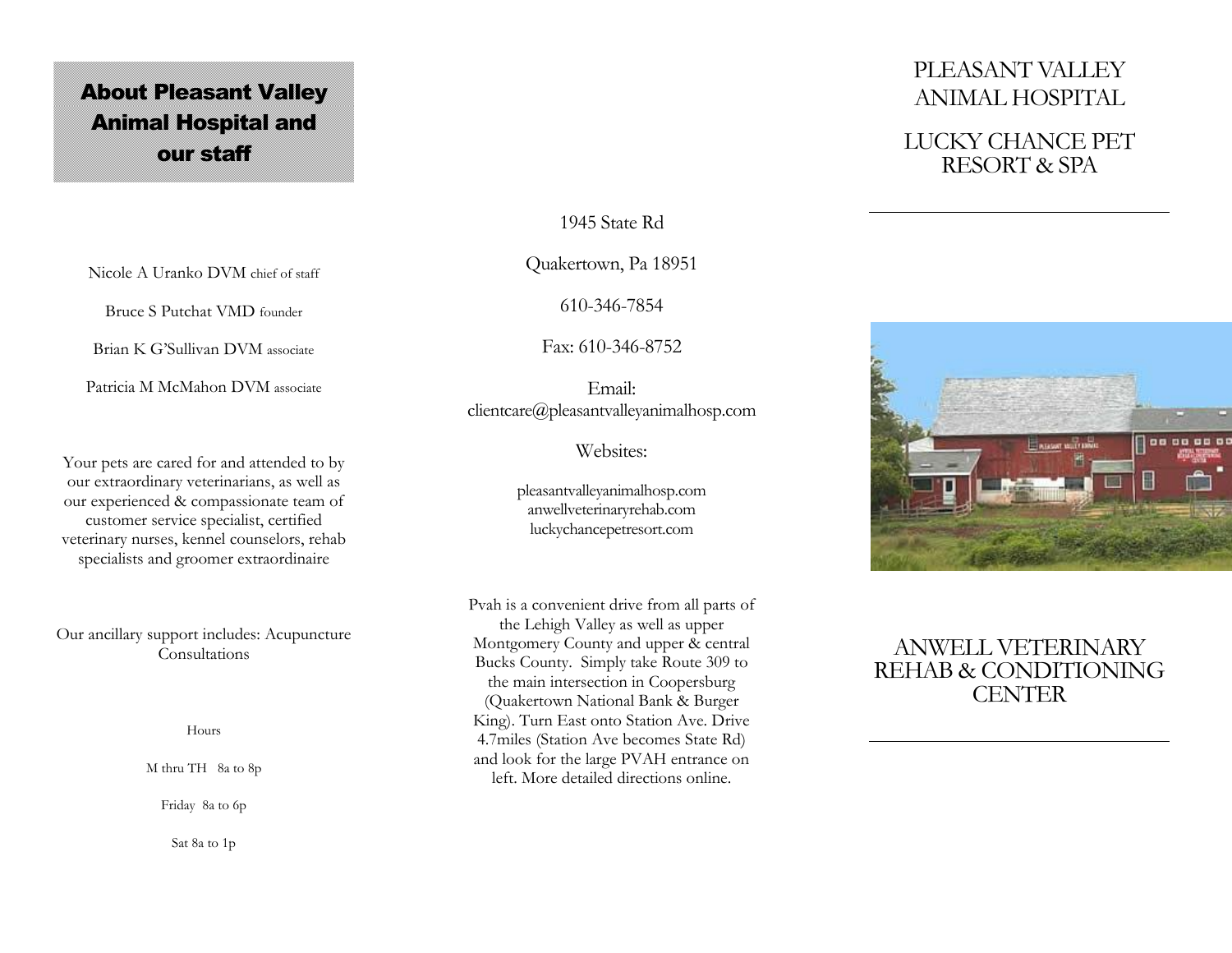## About Pleasant Valley Animal Hospital and our staff

Nicole A Uranko DVM chief of staff

Bruce S Putchat VMD founder

Brian K G'Sullivan DVM associate

Patricia M McMahon DVM associate

Your pets are cared for and attended to by our extraordinary veterinarians, as well as our experienced & compassionate team of customer service specialist, certified veterinary nurses, kennel counselors, rehab specialists and groomer extraordinaire

Our ancillary support includes: Acupuncture Consultations

Hours

M thru TH 8a to 8p

Friday 8a to 6p

Sat 8a to 1p

1945 State Rd

Quakertown, Pa 18951

610-346-7854

Fax: 610-346-8752

Email:
clientcare@pleasantvalleyanimalhosp.com

Websites:

pleasantvalleyanimalhosp.com
anwellveterinaryrehab.com
luckychancepetresort.com

Pvah is a convenient drive from all parts of the Lehigh Valley as well as upper Montgomery County and upper & central Bucks County. Simply take Route 309 to the main intersection in Coopersburg (Quakertown National Bank & Burger King). Turn East onto Station Ave. Drive 4.7miles (Station Ave becomes State Rd) and look for the large PVAH entrance on left. More detailed directions online.

# PLEASANT VALLEY ANIMAL HOSPITAL

# LUCKY CHANCE PET RESORT & SPA

# ANWELL VETERINARY REHAB & CONDITIONING CENTER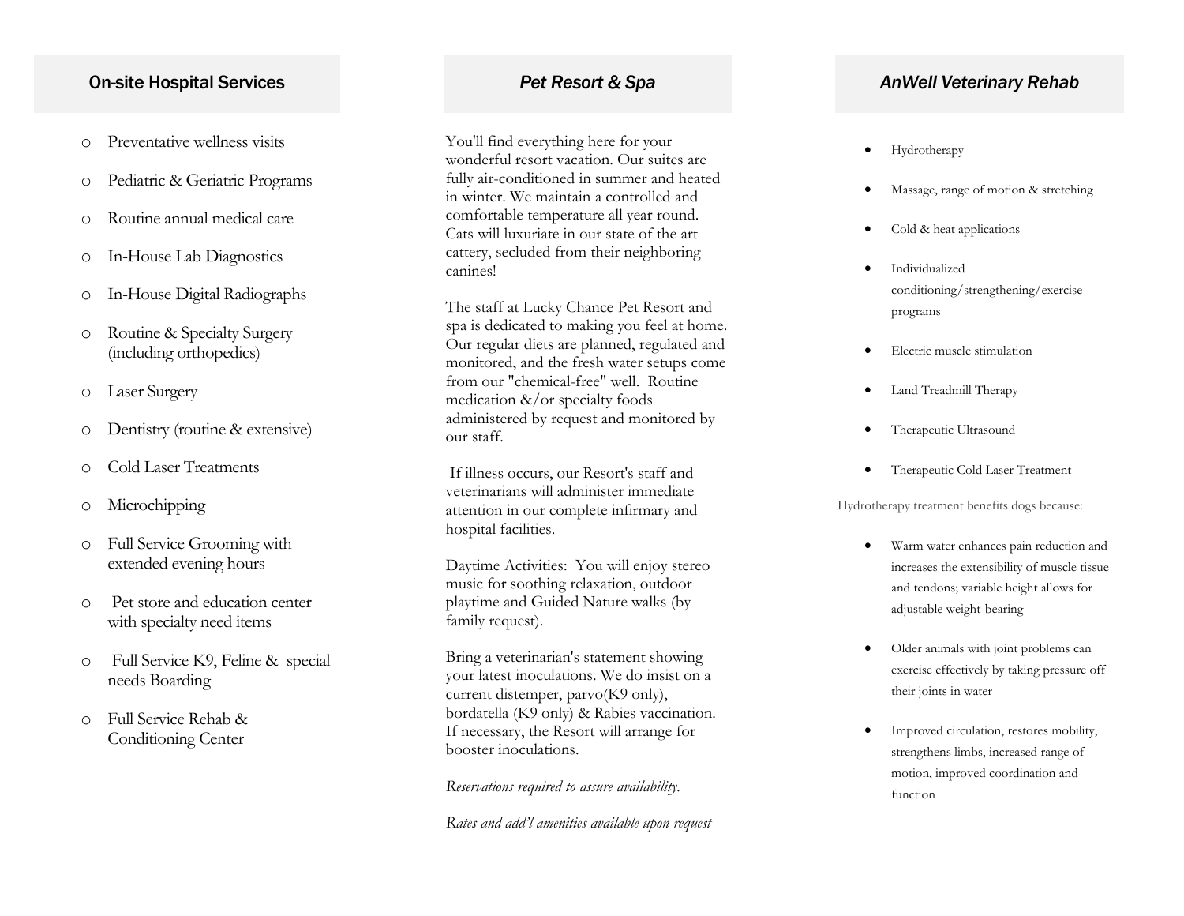## On-site Hospital Services

- Preventative wellness visits
- Pediatric & Geriatric Programs
- Routine annual medical care
- In-House Lab Diagnostics
- In-House Digital Radiographs
- Routine & Specialty Surgery (including orthopedics)
- Laser Surgery
- Dentistry (routine & extensive)
- Cold Laser Treatments
- Microchipping
- Full Service Grooming with extended evening hours
- Pet store and education center with specialty need items
- Full Service K9, Feline & special needs Boarding
- Full Service Rehab & Conditioning Center

## *Pet Resort & Spa*

You'll find everything here for your wonderful resort vacation. Our suites are fully air-conditioned in summer and heated in winter. We maintain a controlled and comfortable temperature all year round. Cats will luxuriate in our state of the art cattery, secluded from their neighboring canines!

The staff at Lucky Chance Pet Resort and spa is dedicated to making you feel at home. Our regular diets are planned, regulated and monitored, and the fresh water setups come from our "chemical-free" well. Routine medication &/or specialty foods administered by request and monitored by our staff.

If illness occurs, our Resort's staff and veterinarians will administer immediate attention in our complete infirmary and hospital facilities.

Daytime Activities: You will enjoy stereo music for soothing relaxation, outdoor playtime and Guided Nature walks (by family request).

Bring a veterinarian's statement showing your latest inoculations. We do insist on a current distemper, parvo(K9 only), bordatella (K9 only) & Rabies vaccination. If necessary, the Resort will arrange for booster inoculations.

*Reservations required to assure availability.*

*Rates and add'l amenities available upon request*

## *AnWell Veterinary Rehab*

- Hydrotherapy
- Massage, range of motion & stretching
- Cold & heat applications
- Individualized conditioning/strengthening/exercise programs
- Electric muscle stimulation
- Land Treadmill Therapy
- Therapeutic Ultrasound
- Therapeutic Cold Laser Treatment

Hydrotherapy treatment benefits dogs because:

- Warm water enhances pain reduction and increases the extensibility of muscle tissue and tendons; variable height allows for adjustable weight-bearing
- Older animals with joint problems can exercise effectively by taking pressure off their joints in water
- Improved circulation, restores mobility, strengthens limbs, increased range of motion, improved coordination and function